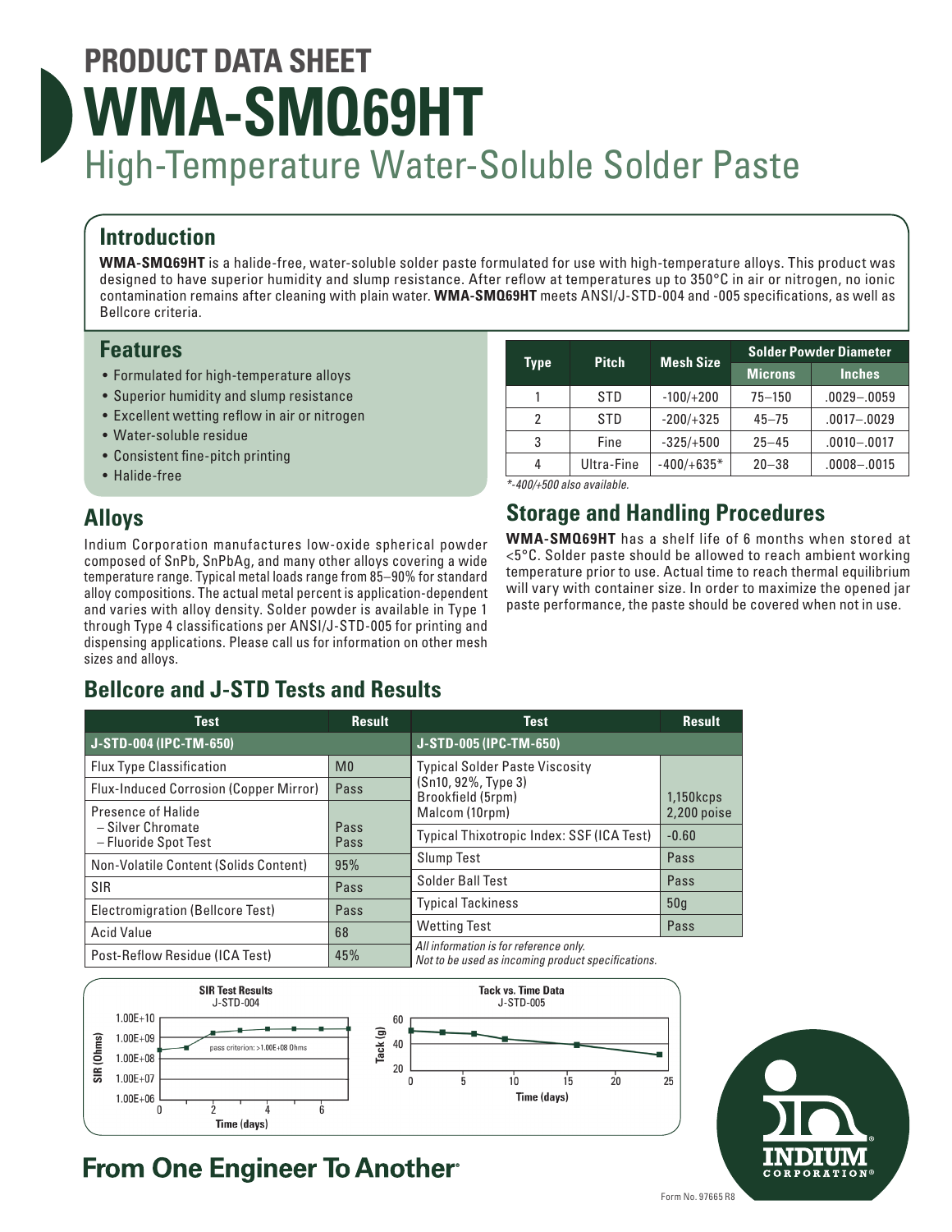# PRODUCT DATA SHEET

# WMA-SMQ69HT

## High-Temperature Water-Soluble Solder Paste

## Introduction

**WMA-SMQ69HT** is a halide-free, water-soluble solder paste formulated for use with high-temperature alloys. This product was designed to have superior humidity and slump resistance. After reflow at temperatures up to 350°C in air or nitrogen, no ionic contamination remains after cleaning with plain water. **WMA-SMQ69HT** meets ANSI/J-STD-004 and -005 specifications, as well as Bellcore criteria.

## Features

- Formulated for high-temperature alloys
- Superior humidity and slump resistance
- Excellent wetting reflow in air or nitrogen
- Water-soluble residue
- Consistent fine-pitch printing
- Halide-free

| Type | Pitch | Mesh Size | Solder Powder Diameter | |
|---|---|---|---|---|
| | | | Microns | Inches |
| 1 | STD | -100/+200 | 75–150 | .0029–.0059 |
| 2 | STD | -200/+325 | 45–75 | .0017–.0029 |
| 3 | Fine | -325/+500 | 25–45 | .0010–.0017 |
| 4 | Ultra-Fine | -400/+635* | 20–38 | .0008–.0015 |

*-400/+500 also available.

## Alloys

Indium Corporation manufactures low-oxide spherical powder composed of SnPb, SnPbAg, and many other alloys covering a wide temperature range. Typical metal loads range from 85–90% for standard alloy compositions. The actual metal percent is application-dependent and varies with alloy density. Solder powder is available in Type 1 through Type 4 classifications per ANSI/J-STD-005 for printing and dispensing applications. Please call us for information on other mesh sizes and alloys.

## Storage and Handling Procedures

**WMA-SMQ69HT** has a shelf life of 6 months when stored at <5°C. Solder paste should be allowed to reach ambient working temperature prior to use. Actual time to reach thermal equilibrium will vary with container size. In order to maximize the opened jar paste performance, the paste should be covered when not in use.

## Bellcore and J-STD Tests and Results

| Test | Result |
|---|---|
| **J-STD-004 (IPC-TM-650)** | |
| Flux Type Classification | M0 |
| Flux-Induced Corrosion (Copper Mirror) | Pass |
| Presence of Halide – Silver Chromate – Fluoride Spot Test | Pass Pass |
| Non-Volatile Content (Solids Content) | 95% |
| SIR | Pass |
| Electromigration (Bellcore Test) | Pass |
| Acid Value | 68 |
| Post-Reflow Residue (ICA Test) | 45% |

| Test | Result |
|---|---|
| **J-STD-005 (IPC-TM-650)** | |
| Typical Solder Paste Viscosity (Sn10, 92%, Type 3) Brookfield (5rpm) Malcom (10rpm) | 1,150kcps 2,200 poise |
| Typical Thixotropic Index: SSF (ICA Test) | -0.60 |
| Slump Test | Pass |
| Solder Ball Test | Pass |
| Typical Tackiness | 50g |
| Wetting Test | Pass |

*All information is for reference only.*
*Not to be used as incoming product specifications.*

**SIR Test Results**
J-STD-004

**Tack vs. Time Data**
J-STD-005

From One Engineer To Another®

Form No. 97665 R8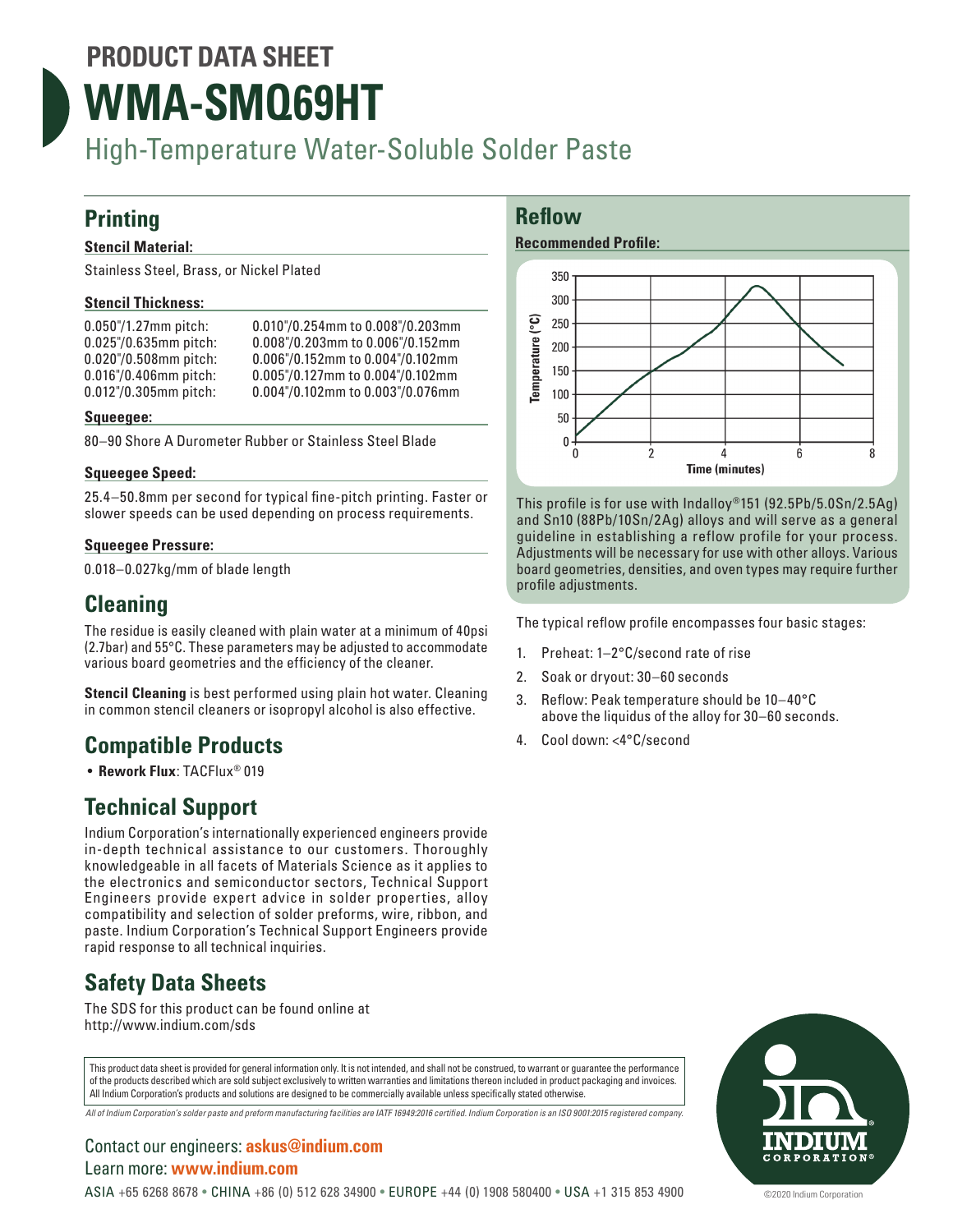# PRODUCT DATA SHEET

# WMA-SMQ69HT

High-Temperature Water-Soluble Solder Paste

## Printing

### Stencil Material:

Stainless Steel, Brass, or Nickel Plated

### Stencil Thickness:

| | |
|---|---|
| 0.050"/1.27mm pitch: | 0.010"/0.254mm to 0.008"/0.203mm |
| 0.025"/0.635mm pitch: | 0.008"/0.203mm to 0.006"/0.152mm |
| 0.020"/0.508mm pitch: | 0.006"/0.152mm to 0.004"/0.102mm |
| 0.016"/0.406mm pitch: | 0.005"/0.127mm to 0.004"/0.102mm |
| 0.012"/0.305mm pitch: | 0.004"/0.102mm to 0.003"/0.076mm |

### Squeegee:

80–90 Shore A Durometer Rubber or Stainless Steel Blade

### Squeegee Speed:

25.4–50.8mm per second for typical fine-pitch printing. Faster or slower speeds can be used depending on process requirements.

### Squeegee Pressure:

0.018–0.027kg/mm of blade length

## Cleaning

The residue is easily cleaned with plain water at a minimum of 40psi (2.7bar) and 55°C. These parameters may be adjusted to accommodate various board geometries and the efficiency of the cleaner.

**Stencil Cleaning** is best performed using plain hot water. Cleaning in common stencil cleaners or isopropyl alcohol is also effective.

## Compatible Products

- **Rework Flux**: TACFlux® 019

## Technical Support

Indium Corporation's internationally experienced engineers provide in-depth technical assistance to our customers. Thoroughly knowledgeable in all facets of Materials Science as it applies to the electronics and semiconductor sectors, Technical Support Engineers provide expert advice in solder properties, alloy compatibility and selection of solder preforms, wire, ribbon, and paste. Indium Corporation's Technical Support Engineers provide rapid response to all technical inquiries.

## Safety Data Sheets

The SDS for this product can be found online at http://www.indium.com/sds

## Reflow

### Recommended Profile:

Temperature (°C)
350
300
250
200
150
100
50
0
0
2
4
6
8
Time (minutes)

This profile is for use with Indalloy®151 (92.5Pb/5.0Sn/2.5Ag) and Sn10 (88Pb/10Sn/2Ag) alloys and will serve as a general guideline in establishing a reflow profile for your process. Adjustments will be necessary for use with other alloys. Various board geometries, densities, and oven types may require further profile adjustments.

The typical reflow profile encompasses four basic stages:

1. Preheat: 1–2°C/second rate of rise
2. Soak or dryout: 30–60 seconds
3. Reflow: Peak temperature should be 10–40°C above the liquidus of the alloy for 30–60 seconds.
4. Cool down: <4°C/second

This product data sheet is provided for general information only. It is not intended, and shall not be construed, to warrant or guarantee the performance of the products described which are sold subject exclusively to written warranties and limitations thereon included in product packaging and invoices. All Indium Corporation's products and solutions are designed to be commercially available unless specifically stated otherwise.

*All of Indium Corporation's solder paste and preform manufacturing facilities are IATF 16949:2016 certified. Indium Corporation is an ISO 9001:2015 registered company.*

Contact our engineers: **askus@indium.com**

Learn more: **www.indium.com**

ASIA +65 6268 8678 • CHINA +86 (0) 512 628 34900 • EUROPE +44 (0) 1908 580400 • USA +1 315 853 4900

INDIUM CORPORATION®

©2020 Indium Corporation